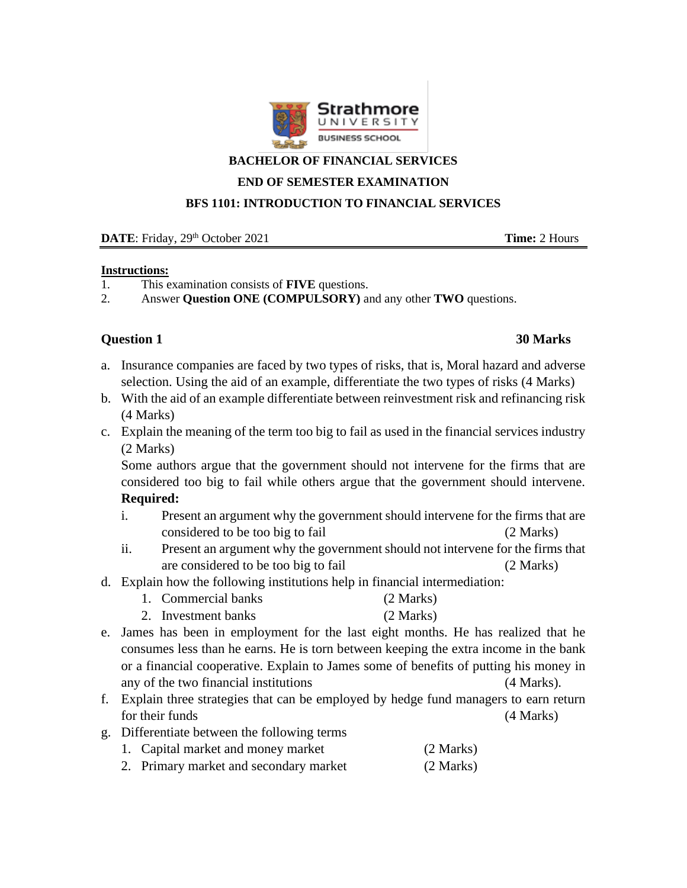**Strathmore UNIVERSITY BUSINESS SCHOOL**

# BACHELOR OF FINANCIAL SERVICES

## END OF SEMESTER EXAMINATION

## BFS 1101: INTRODUCTION TO FINANCIAL SERVICES

**DATE**: Friday, 29th October 2021 **Time:** 2 Hours

**Instructions:**

1. This examination consists of **FIVE** questions.
2. Answer **Question ONE (COMPULSORY)** and any other **TWO** questions.

### Question 1 — 30 Marks

a. Insurance companies are faced by two types of risks, that is, Moral hazard and adverse selection. Using the aid of an example, differentiate the two types of risks (4 Marks)

b. With the aid of an example differentiate between reinvestment risk and refinancing risk (4 Marks)

c. Explain the meaning of the term too big to fail as used in the financial services industry (2 Marks)

Some authors argue that the government should not intervene for the firms that are considered too big to fail while others argue that the government should intervene.

**Required:**

i. Present an argument why the government should intervene for the firms that are considered to be too big to fail (2 Marks)

ii. Present an argument why the government should not intervene for the firms that are considered to be too big to fail (2 Marks)

d. Explain how the following institutions help in financial intermediation:

1. Commercial banks (2 Marks)
2. Investment banks (2 Marks)

e. James has been in employment for the last eight months. He has realized that he consumes less than he earns. He is torn between keeping the extra income in the bank or a financial cooperative. Explain to James some of benefits of putting his money in any of the two financial institutions (4 Marks).

f. Explain three strategies that can be employed by hedge fund managers to earn return for their funds (4 Marks)

g. Differentiate between the following terms

1. Capital market and money market (2 Marks)
2. Primary market and secondary market (2 Marks)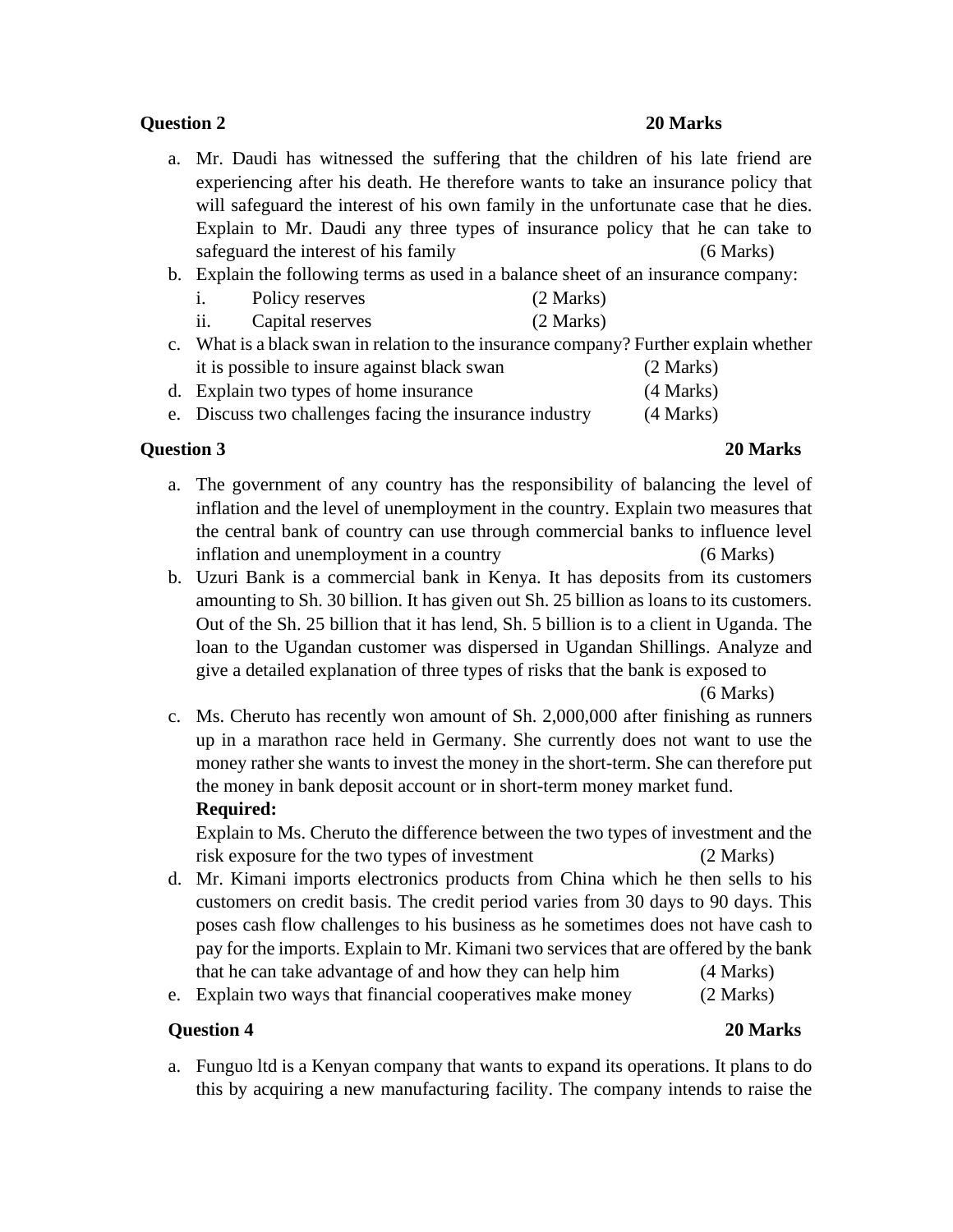**Question 2** **20 Marks**

a. Mr. Daudi has witnessed the suffering that the children of his late friend are experiencing after his death. He therefore wants to take an insurance policy that will safeguard the interest of his own family in the unfortunate case that he dies. Explain to Mr. Daudi any three types of insurance policy that he can take to safeguard the interest of his family (6 Marks)

b. Explain the following terms as used in a balance sheet of an insurance company:
   i. Policy reserves (2 Marks)
   ii. Capital reserves (2 Marks)

c. What is a black swan in relation to the insurance company? Further explain whether it is possible to insure against black swan (2 Marks)

d. Explain two types of home insurance (4 Marks)

e. Discuss two challenges facing the insurance industry (4 Marks)

**Question 3** **20 Marks**

a. The government of any country has the responsibility of balancing the level of inflation and the level of unemployment in the country. Explain two measures that the central bank of country can use through commercial banks to influence level inflation and unemployment in a country (6 Marks)

b. Uzuri Bank is a commercial bank in Kenya. It has deposits from its customers amounting to Sh. 30 billion. It has given out Sh. 25 billion as loans to its customers. Out of the Sh. 25 billion that it has lend, Sh. 5 billion is to a client in Uganda. The loan to the Ugandan customer was dispersed in Ugandan Shillings. Analyze and give a detailed explanation of three types of risks that the bank is exposed to (6 Marks)

c. Ms. Cheruto has recently won amount of Sh. 2,000,000 after finishing as runners up in a marathon race held in Germany. She currently does not want to use the money rather she wants to invest the money in the short-term. She can therefore put the money in bank deposit account or in short-term money market fund.

   **Required:**

   Explain to Ms. Cheruto the difference between the two types of investment and the risk exposure for the two types of investment (2 Marks)

d. Mr. Kimani imports electronics products from China which he then sells to his customers on credit basis. The credit period varies from 30 days to 90 days. This poses cash flow challenges to his business as he sometimes does not have cash to pay for the imports. Explain to Mr. Kimani two services that are offered by the bank that he can take advantage of and how they can help him (4 Marks)

e. Explain two ways that financial cooperatives make money (2 Marks)

**Question 4** **20 Marks**

a. Funguo ltd is a Kenyan company that wants to expand its operations. It plans to do this by acquiring a new manufacturing facility. The company intends to raise the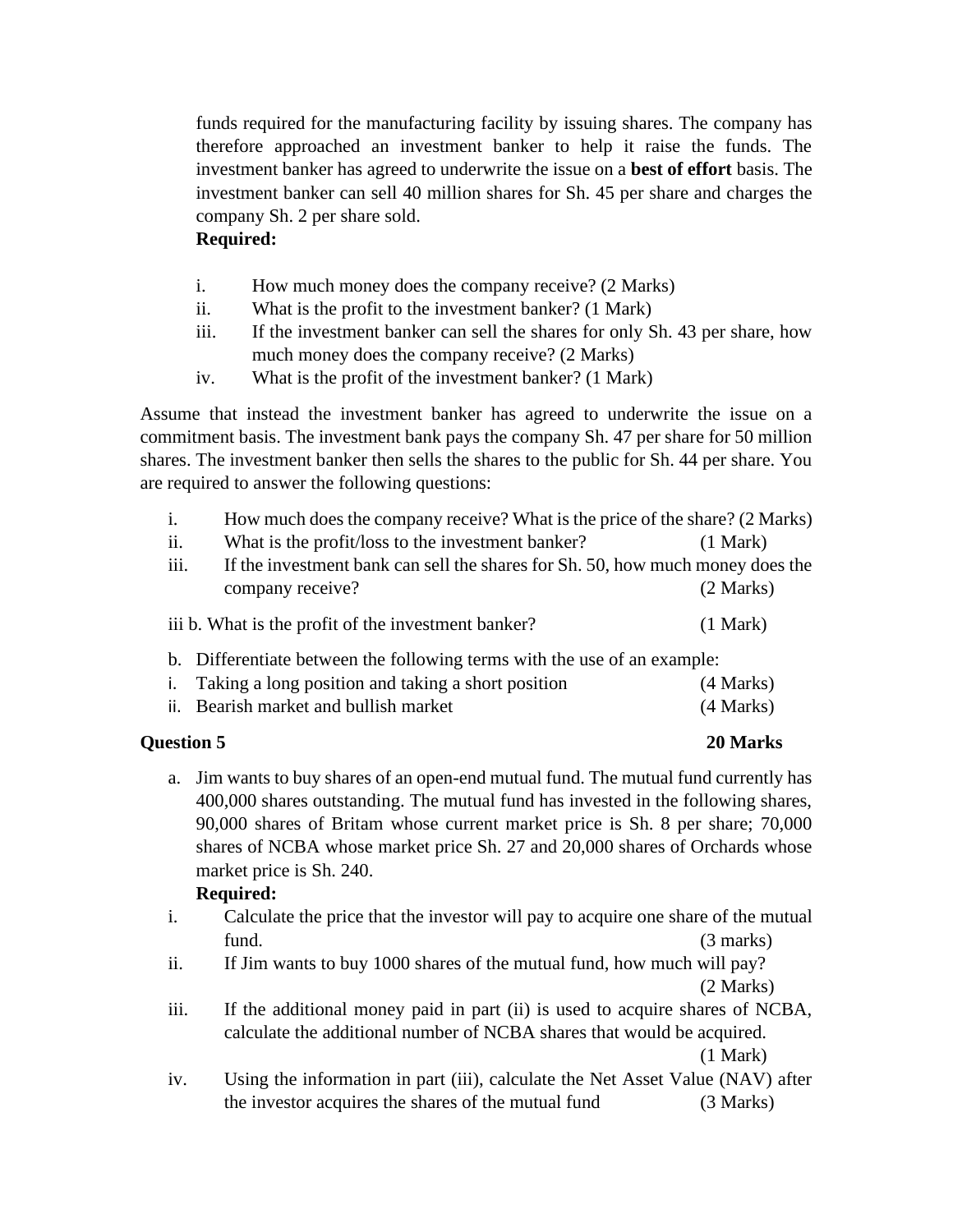funds required for the manufacturing facility by issuing shares. The company has therefore approached an investment banker to help it raise the funds. The investment banker has agreed to underwrite the issue on a **best of effort** basis. The investment banker can sell 40 million shares for Sh. 45 per share and charges the company Sh. 2 per share sold.

**Required:**

i. How much money does the company receive? (2 Marks)
ii. What is the profit to the investment banker? (1 Mark)
iii. If the investment banker can sell the shares for only Sh. 43 per share, how much money does the company receive? (2 Marks)
iv. What is the profit of the investment banker? (1 Mark)

Assume that instead the investment banker has agreed to underwrite the issue on a commitment basis. The investment bank pays the company Sh. 47 per share for 50 million shares. The investment banker then sells the shares to the public for Sh. 44 per share. You are required to answer the following questions:

i. How much does the company receive? What is the price of the share? (2 Marks)
ii. What is the profit/loss to the investment banker? (1 Mark)
iii. If the investment bank can sell the shares for Sh. 50, how much money does the company receive? (2 Marks)

iii b. What is the profit of the investment banker? (1 Mark)

b. Differentiate between the following terms with the use of an example:
   i. Taking a long position and taking a short position (4 Marks)
   ii. Bearish market and bullish market (4 Marks)

## Question 5 — 20 Marks

a. Jim wants to buy shares of an open-end mutual fund. The mutual fund currently has 400,000 shares outstanding. The mutual fund has invested in the following shares, 90,000 shares of Britam whose current market price is Sh. 8 per share; 70,000 shares of NCBA whose market price Sh. 27 and 20,000 shares of Orchards whose market price is Sh. 240.

**Required:**

i. Calculate the price that the investor will pay to acquire one share of the mutual fund. (3 marks)
ii. If Jim wants to buy 1000 shares of the mutual fund, how much will pay? (2 Marks)
iii. If the additional money paid in part (ii) is used to acquire shares of NCBA, calculate the additional number of NCBA shares that would be acquired. (1 Mark)
iv. Using the information in part (iii), calculate the Net Asset Value (NAV) after the investor acquires the shares of the mutual fund (3 Marks)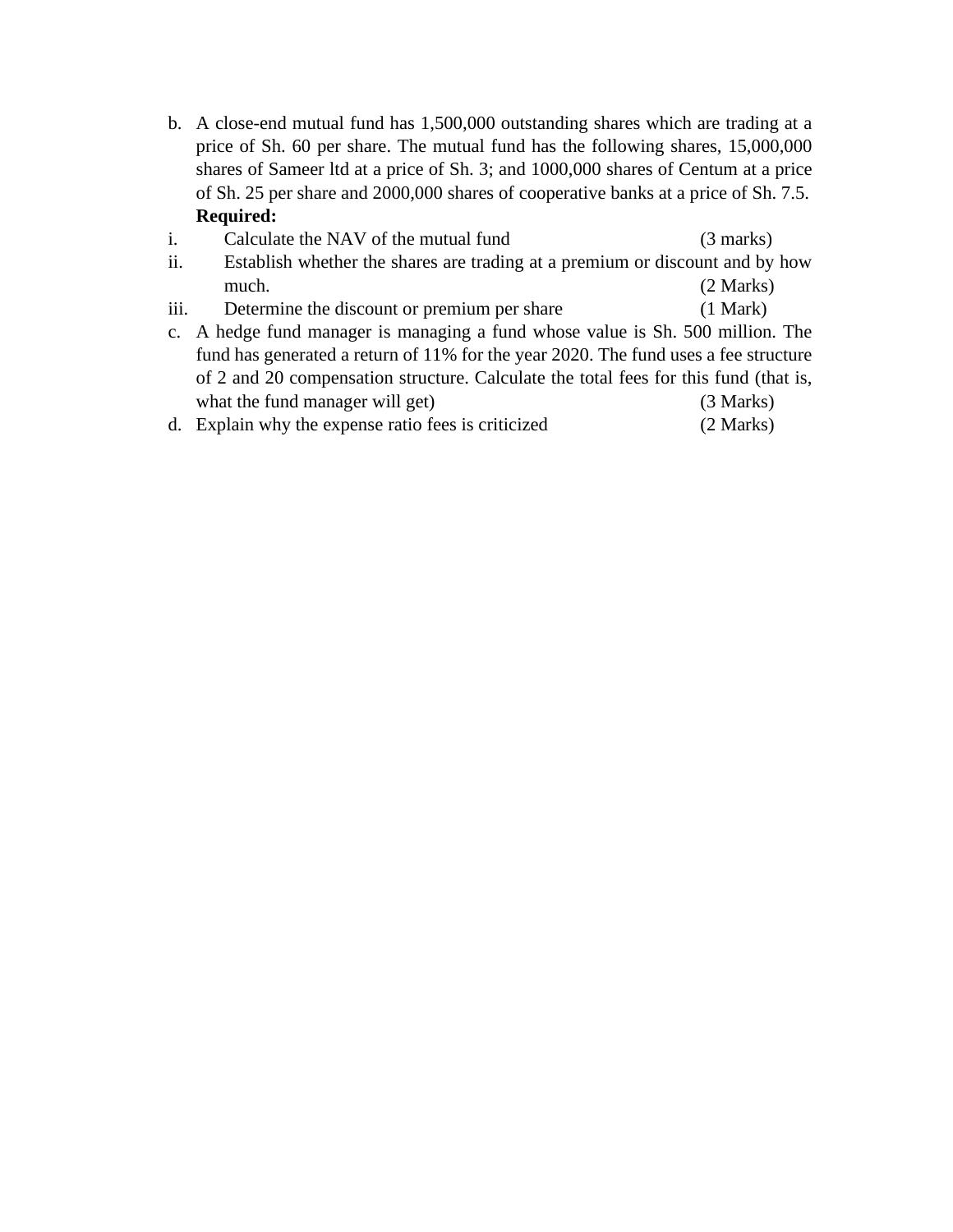b. A close-end mutual fund has 1,500,000 outstanding shares which are trading at a price of Sh. 60 per share. The mutual fund has the following shares, 15,000,000 shares of Sameer ltd at a price of Sh. 3; and 1000,000 shares of Centum at a price of Sh. 25 per share and 2000,000 shares of cooperative banks at a price of Sh. 7.5.

**Required:**

i. Calculate the NAV of the mutual fund (3 marks)

ii. Establish whether the shares are trading at a premium or discount and by how much. (2 Marks)

iii. Determine the discount or premium per share (1 Mark)

c. A hedge fund manager is managing a fund whose value is Sh. 500 million. The fund has generated a return of 11% for the year 2020. The fund uses a fee structure of 2 and 20 compensation structure. Calculate the total fees for this fund (that is, what the fund manager will get) (3 Marks)

d. Explain why the expense ratio fees is criticized (2 Marks)